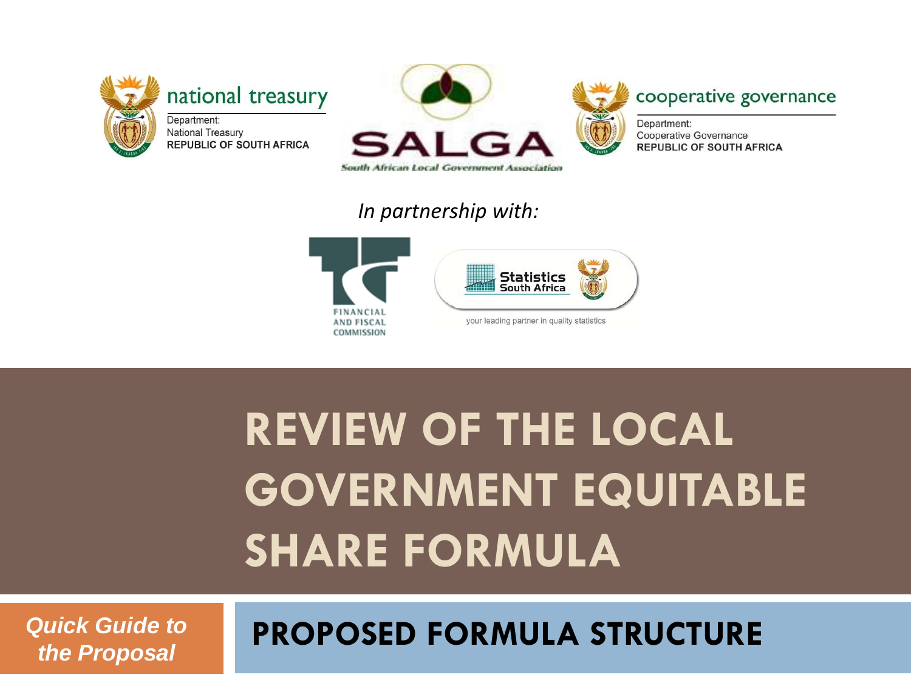national treasury

Department:
National Treasury
REPUBLIC OF SOUTH AFRICA

SALGA

South African Local Government Association

cooperative governance

Department:
Cooperative Governance
REPUBLIC OF SOUTH AFRICA

*In partnership with:*

FINANCIAL AND FISCAL COMMISSION

Statistics South Africa

your leading partner in quality statistics

# REVIEW OF THE LOCAL GOVERNMENT EQUITABLE SHARE FORMULA

***Quick Guide to the Proposal***

## PROPOSED FORMULA STRUCTURE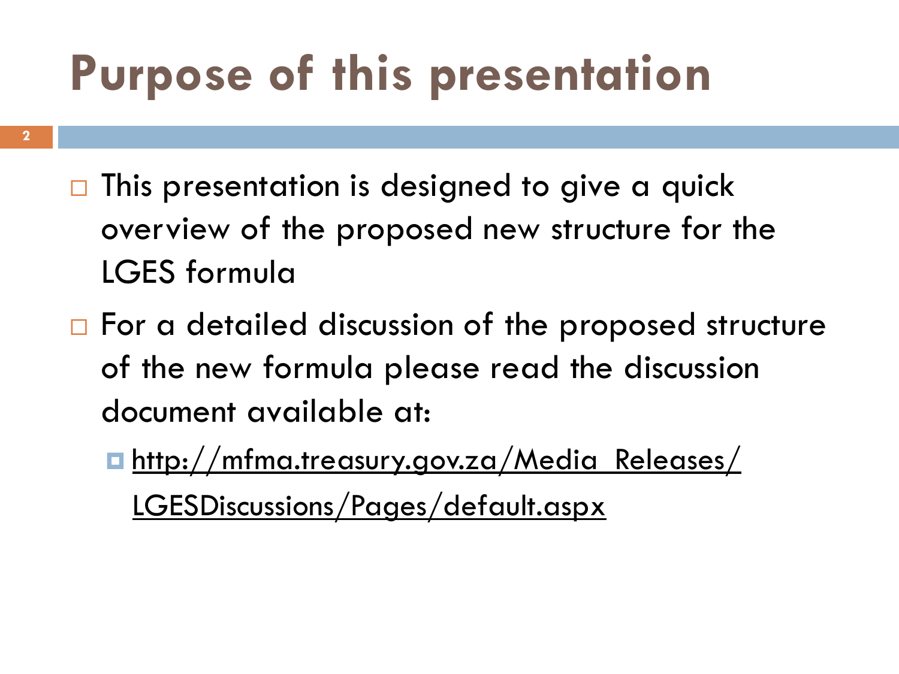# Purpose of this presentation

- This presentation is designed to give a quick overview of the proposed new structure for the LGES formula
- For a detailed discussion of the proposed structure of the new formula please read the discussion document available at:
  - http://mfma.treasury.gov.za/Media_Releases/LGESDiscussions/Pages/default.aspx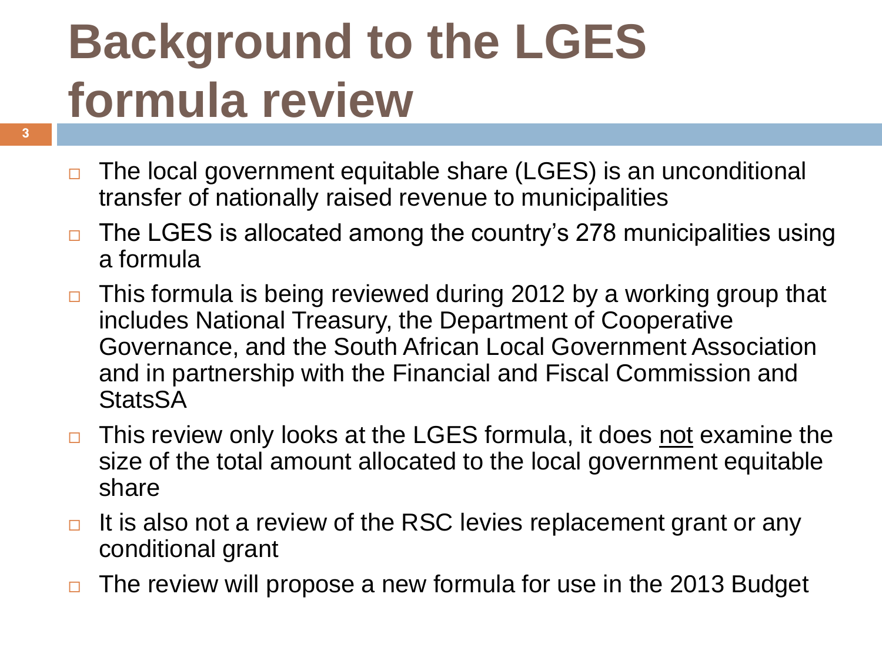# Background to the LGES formula review

- The local government equitable share (LGES) is an unconditional transfer of nationally raised revenue to municipalities
- The LGES is allocated among the country's 278 municipalities using a formula
- This formula is being reviewed during 2012 by a working group that includes National Treasury, the Department of Cooperative Governance, and the South African Local Government Association and in partnership with the Financial and Fiscal Commission and StatsSA
- This review only looks at the LGES formula, it does <u>not</u> examine the size of the total amount allocated to the local government equitable share
- It is also not a review of the RSC levies replacement grant or any conditional grant
- The review will propose a new formula for use in the 2013 Budget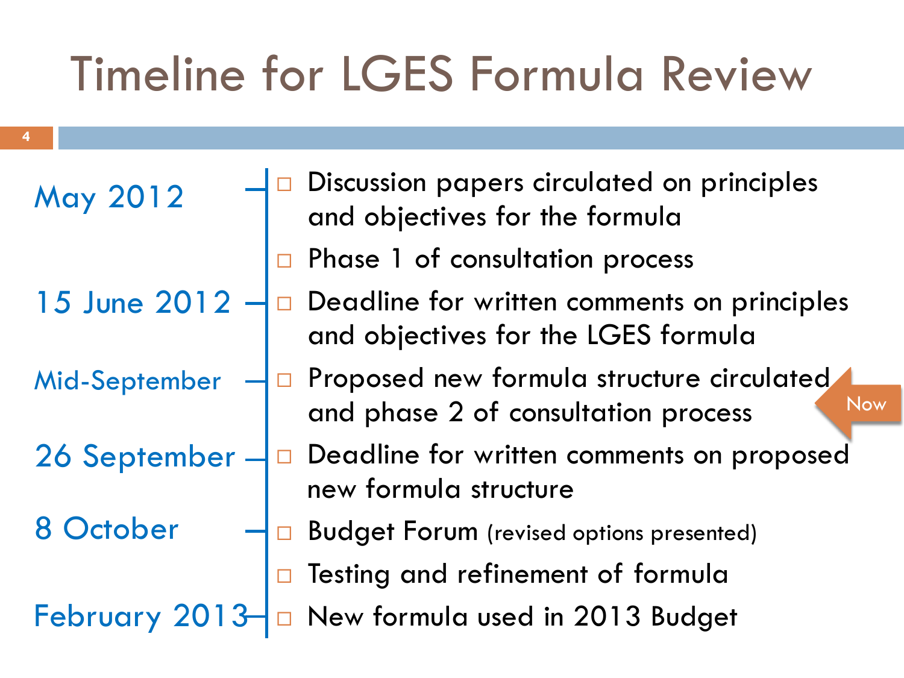# Timeline for LGES Formula Review

| Date | Activity |
|---|---|
| May 2012 | Discussion papers circulated on principles and objectives for the formula |
| | Phase 1 of consultation process |
| 15 June 2012 | Deadline for written comments on principles and objectives for the LGES formula |
| Mid-September | Proposed new formula structure circulated and phase 2 of consultation process (Now) |
| 26 September | Deadline for written comments on proposed new formula structure |
| 8 October | Budget Forum (revised options presented) |
| | Testing and refinement of formula |
| February 2013 | New formula used in 2013 Budget |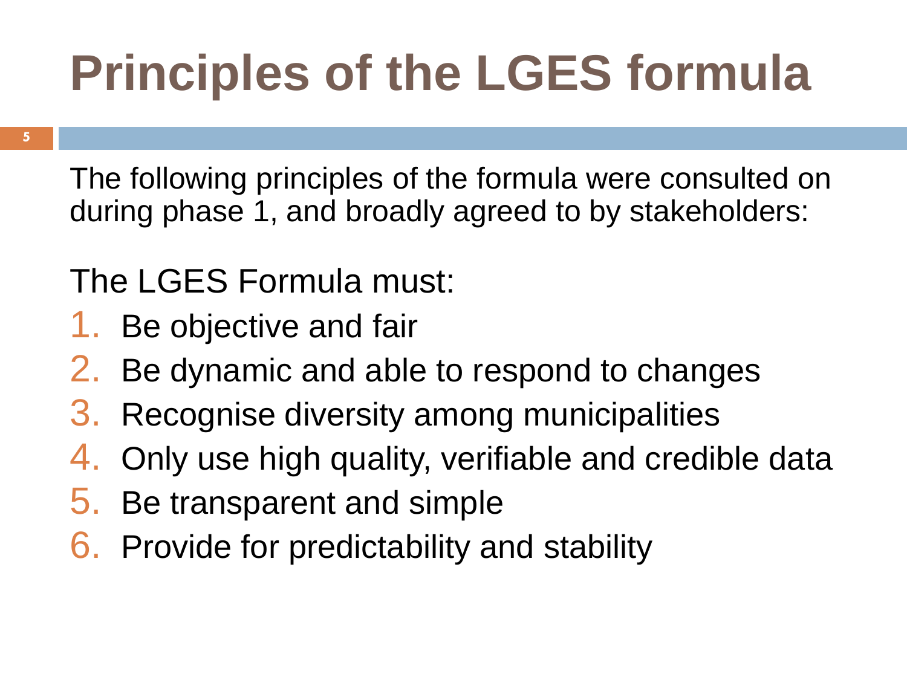# Principles of the LGES formula

The following principles of the formula were consulted on during phase 1, and broadly agreed to by stakeholders:

The LGES Formula must:

1. Be objective and fair
2. Be dynamic and able to respond to changes
3. Recognise diversity among municipalities
4. Only use high quality, verifiable and credible data
5. Be transparent and simple
6. Provide for predictability and stability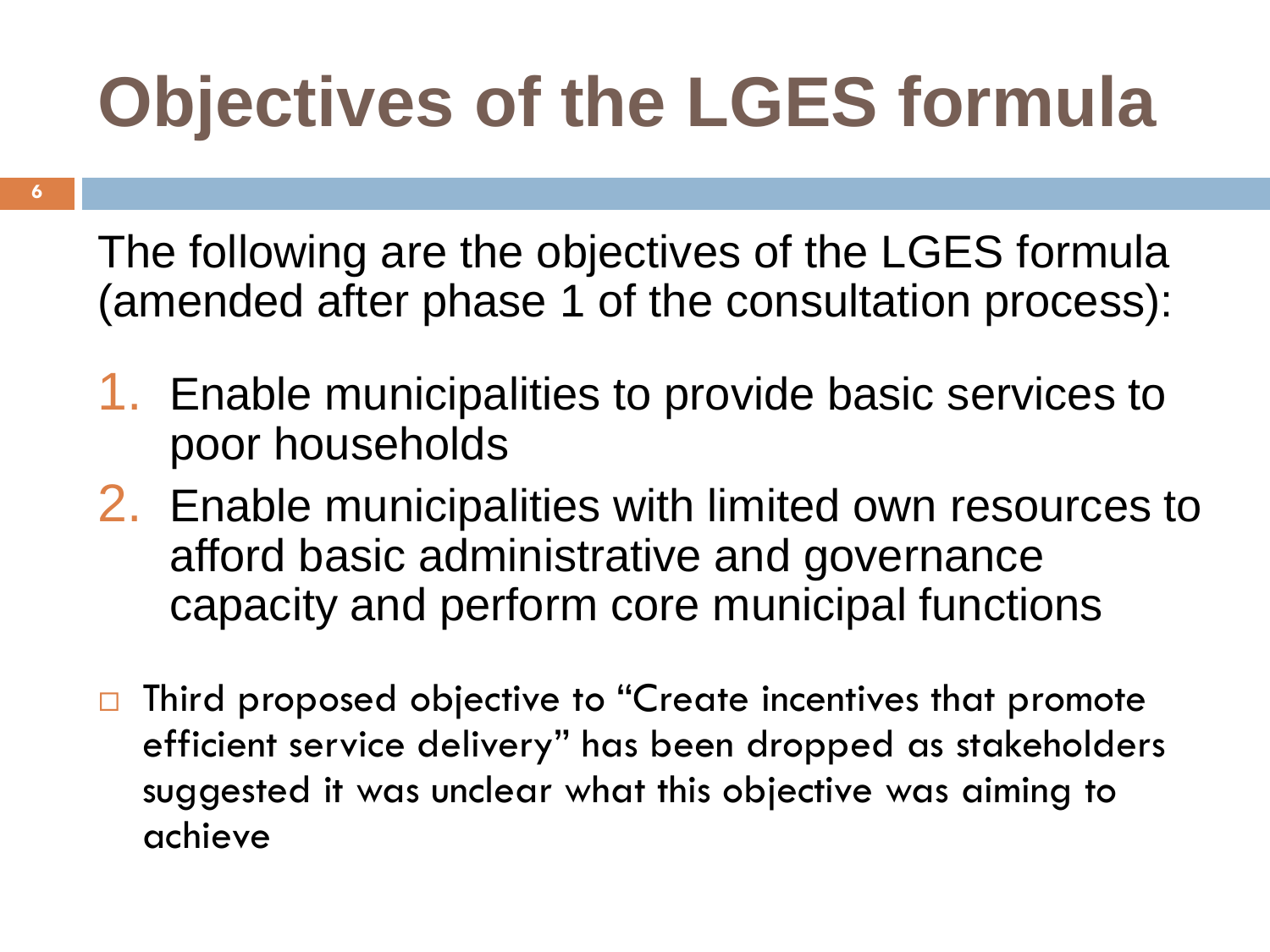# Objectives of the LGES formula

The following are the objectives of the LGES formula (amended after phase 1 of the consultation process):

1. Enable municipalities to provide basic services to poor households
2. Enable municipalities with limited own resources to afford basic administrative and governance capacity and perform core municipal functions

- Third proposed objective to "Create incentives that promote efficient service delivery" has been dropped as stakeholders suggested it was unclear what this objective was aiming to achieve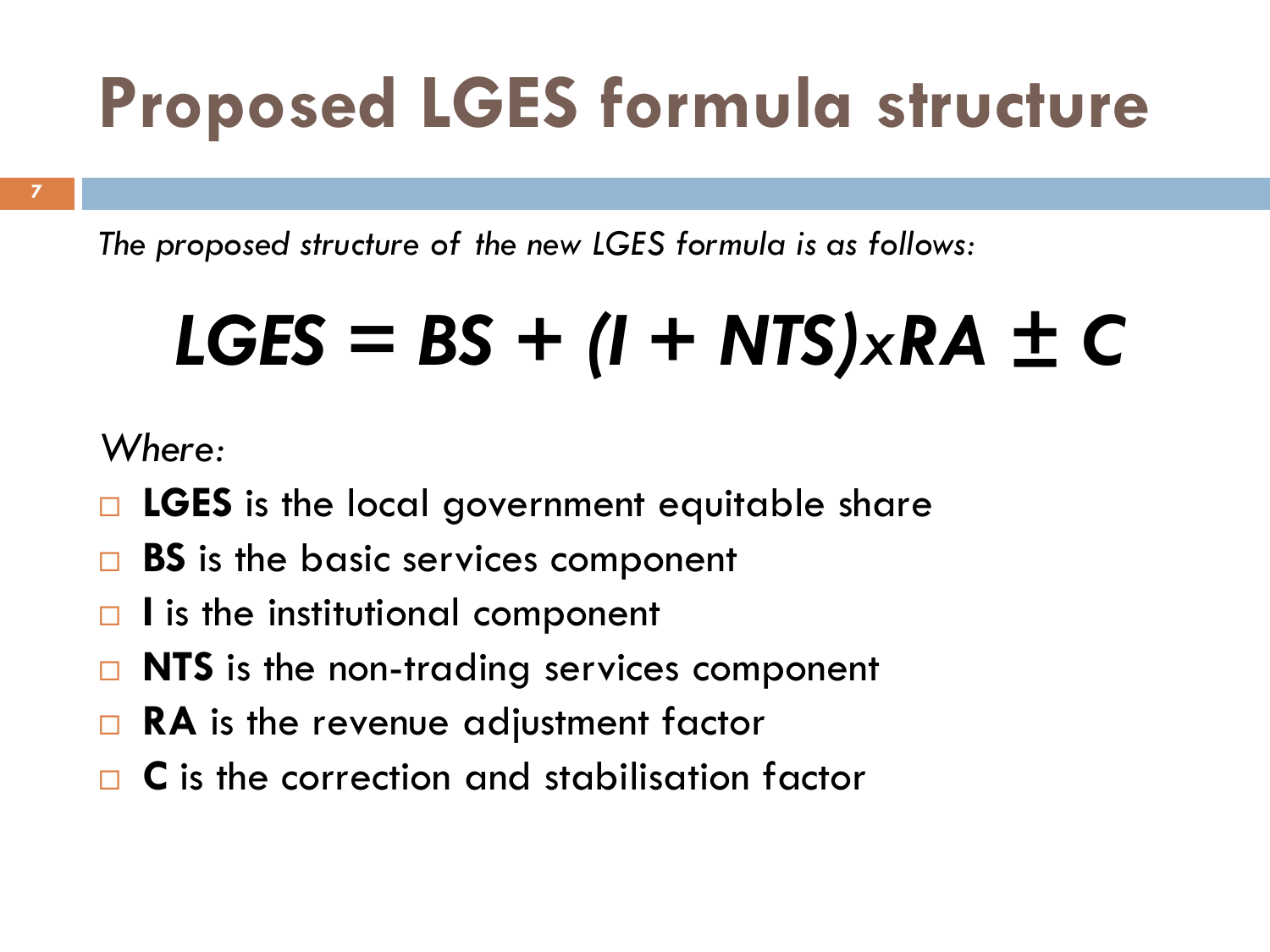# Proposed LGES formula structure

*The proposed structure of the new LGES formula is as follows:*

$$LGES = BS + (I + NTS) \times RA \pm C$$

*Where:*

- **LGES** is the local government equitable share
- **BS** is the basic services component
- **I** is the institutional component
- **NTS** is the non-trading services component
- **RA** is the revenue adjustment factor
- **C** is the correction and stabilisation factor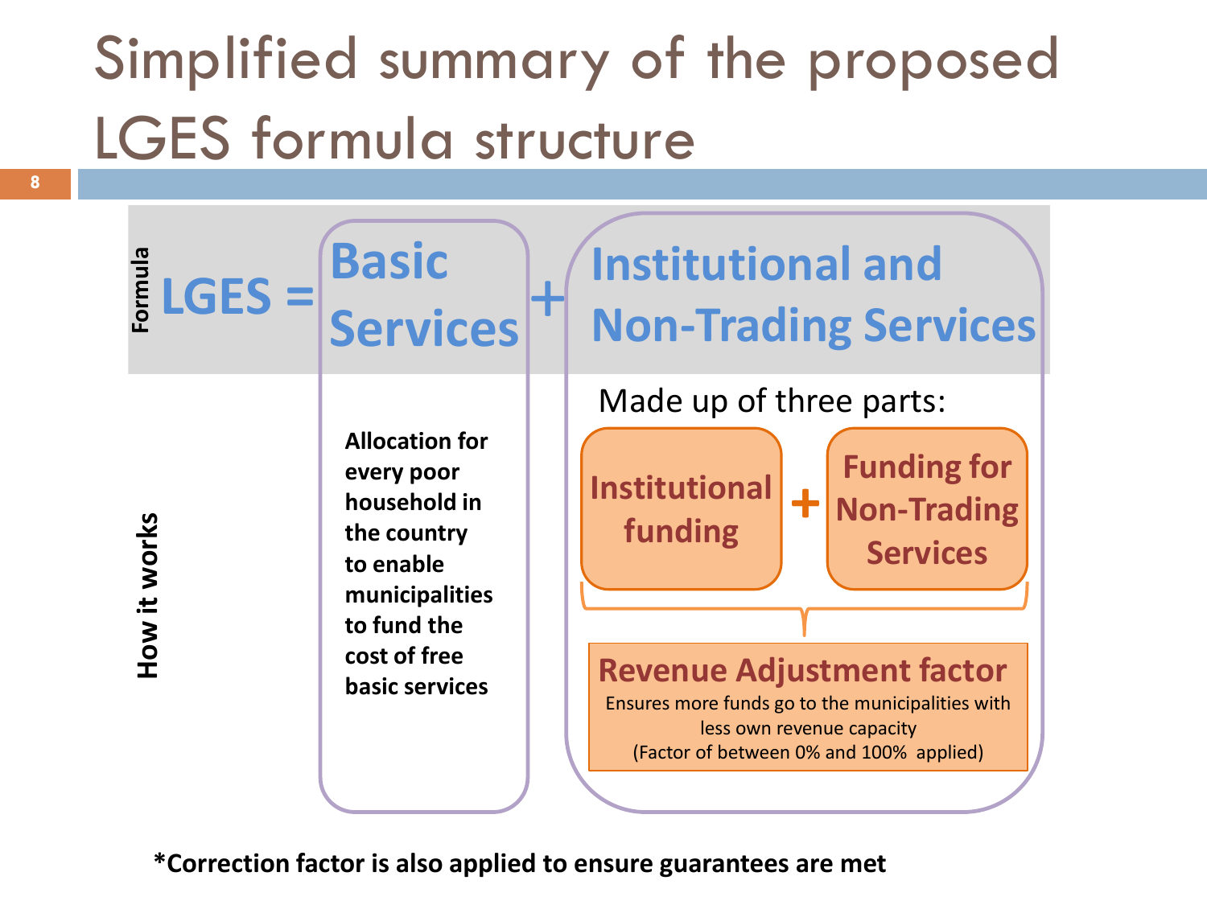# Simplified summary of the proposed LGES formula structure

**Formula**

**LGES = Basic Services + Institutional and Non-Trading Services**

**How it works**

**Basic Services**

**Allocation for every poor household in the country to enable municipalities to fund the cost of free basic services**

**Institutional and Non-Trading Services**

Made up of three parts:

**Institutional funding + Funding for Non-Trading Services**

**Revenue Adjustment factor**

Ensures more funds go to the municipalities with less own revenue capacity

(Factor of between 0% and 100% applied)

***Correction factor is also applied to ensure guarantees are met**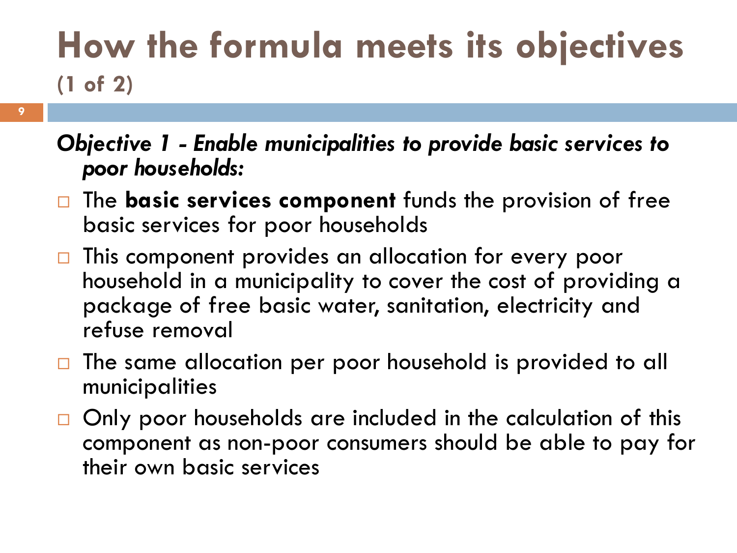# How the formula meets its objectives (1 of 2)

***Objective 1 - Enable municipalities to provide basic services to poor households:***

- The **basic services component** funds the provision of free basic services for poor households
- This component provides an allocation for every poor household in a municipality to cover the cost of providing a package of free basic water, sanitation, electricity and refuse removal
- The same allocation per poor household is provided to all municipalities
- Only poor households are included in the calculation of this component as non-poor consumers should be able to pay for their own basic services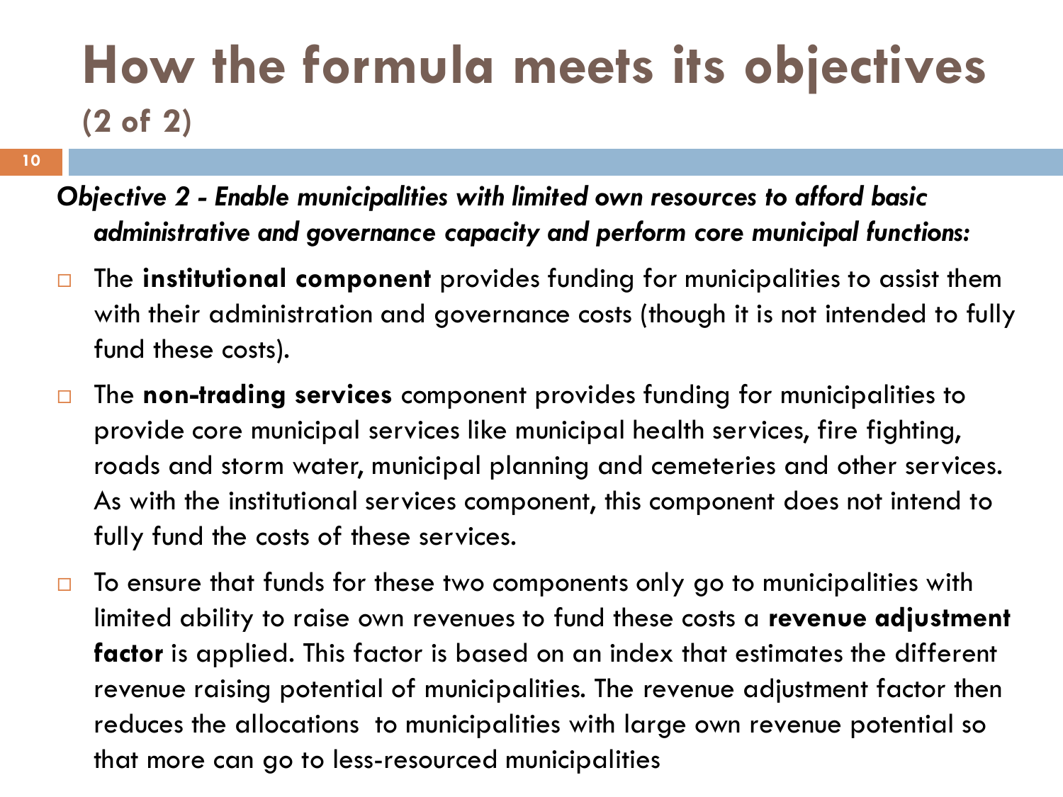# How the formula meets its objectives (2 of 2)

***Objective 2 - Enable municipalities with limited own resources to afford basic administrative and governance capacity and perform core municipal functions:***

- The **institutional component** provides funding for municipalities to assist them with their administration and governance costs (though it is not intended to fully fund these costs).
- The **non-trading services** component provides funding for municipalities to provide core municipal services like municipal health services, fire fighting, roads and storm water, municipal planning and cemeteries and other services. As with the institutional services component, this component does not intend to fully fund the costs of these services.
- To ensure that funds for these two components only go to municipalities with limited ability to raise own revenues to fund these costs a **revenue adjustment factor** is applied. This factor is based on an index that estimates the different revenue raising potential of municipalities. The revenue adjustment factor then reduces the allocations to municipalities with large own revenue potential so that more can go to less-resourced municipalities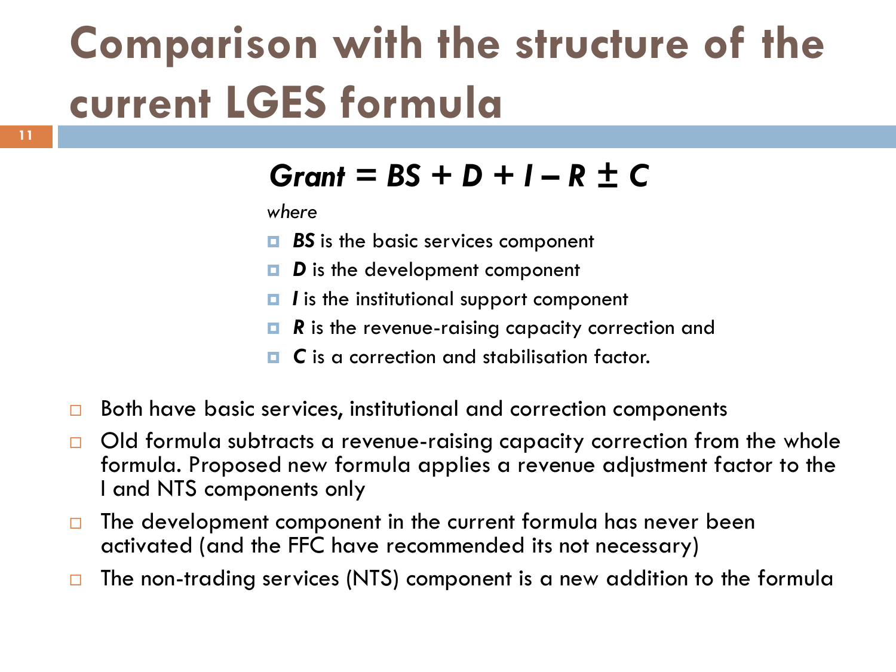# Comparison with the structure of the current LGES formula

$$Grant = BS + D + I - R \pm C$$

*where*

- ***BS*** is the basic services component
- ***D*** is the development component
- ***I*** is the institutional support component
- ***R*** is the revenue-raising capacity correction and
- ***C*** is a correction and stabilisation factor.

- Both have basic services, institutional and correction components
- Old formula subtracts a revenue-raising capacity correction from the whole formula. Proposed new formula applies a revenue adjustment factor to the I and NTS components only
- The development component in the current formula has never been activated (and the FFC have recommended its not necessary)
- The non-trading services (NTS) component is a new addition to the formula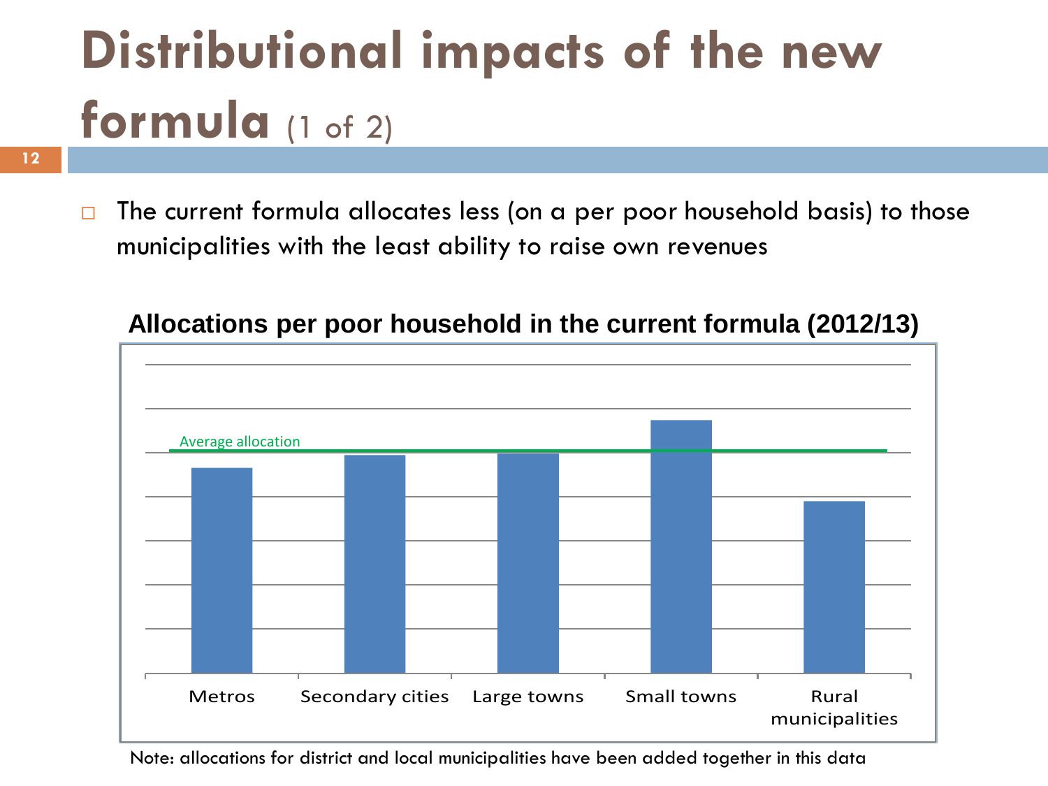# Distributional impacts of the new formula (1 of 2)

- The current formula allocates less (on a per poor household basis) to those municipalities with the least ability to raise own revenues

**Allocations per poor household in the current formula (2012/13)**

Average allocation

Metros | Secondary cities | Large towns | Small towns | Rural municipalities

Note: allocations for district and local municipalities have been added together in this data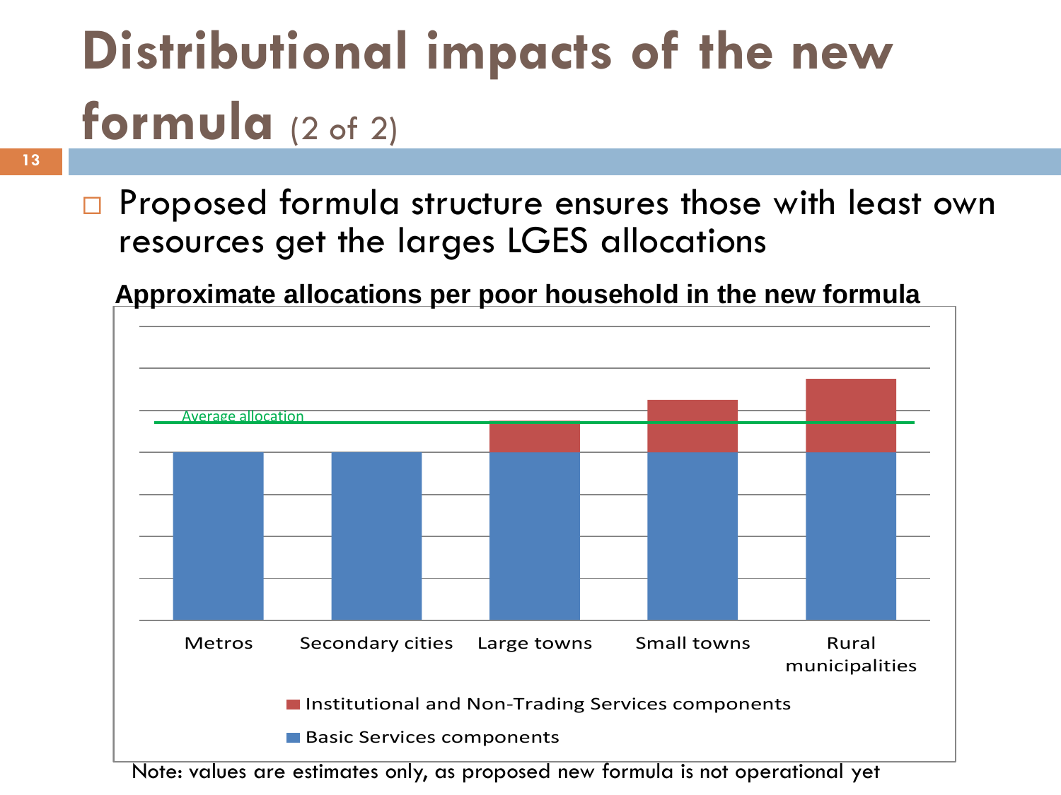# Distributional impacts of the new formula (2 of 2)

- Proposed formula structure ensures those with least own resources get the larges LGES allocations

**Approximate allocations per poor household in the new formula**

Average allocation

Metros | Secondary cities | Large towns | Small towns | Rural municipalities

Institutional and Non-Trading Services components

Basic Services components

Note: values are estimates only, as proposed new formula is not operational yet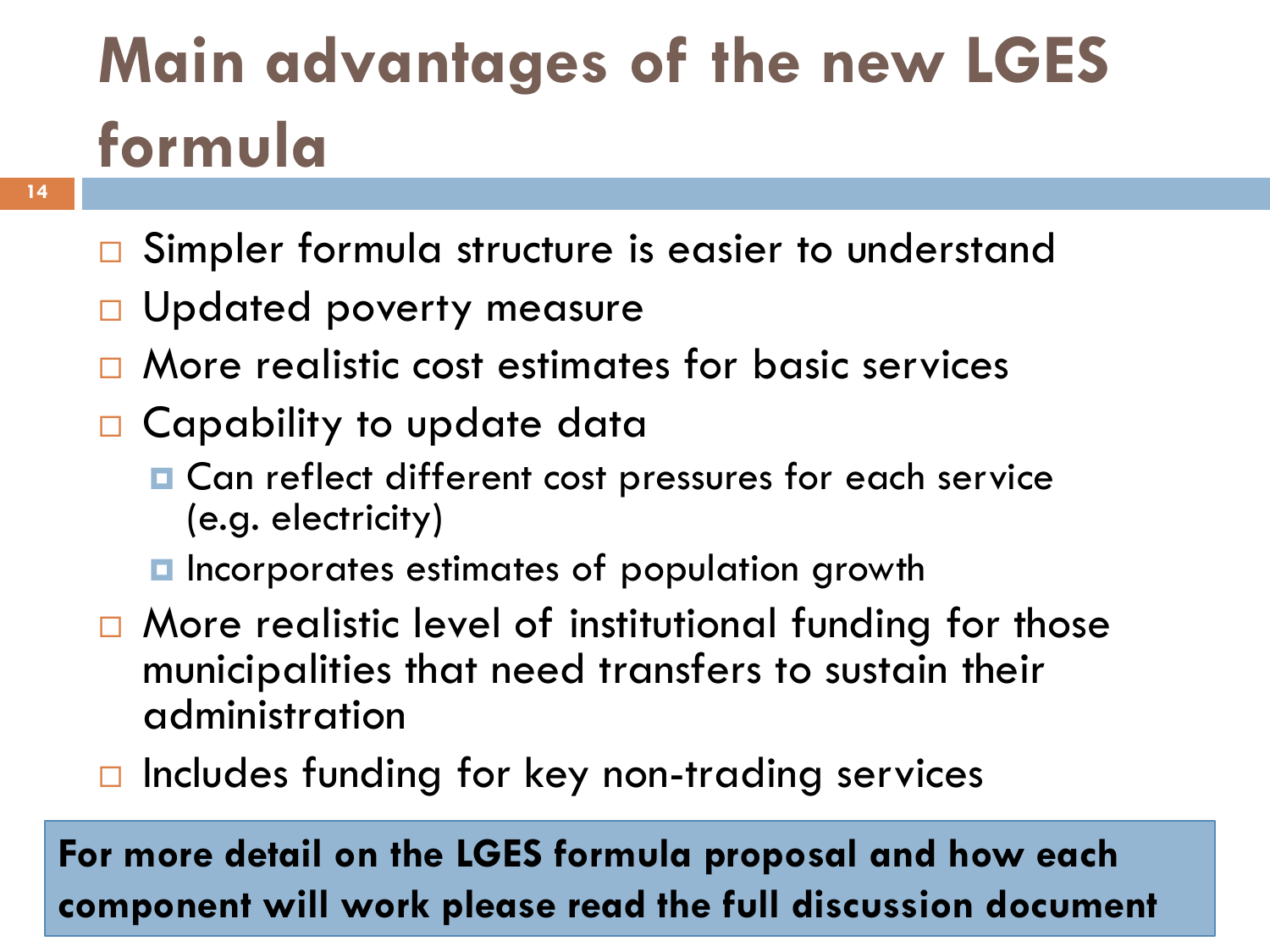# Main advantages of the new LGES formula

- Simpler formula structure is easier to understand
- Updated poverty measure
- More realistic cost estimates for basic services
- Capability to update data
  - Can reflect different cost pressures for each service (e.g. electricity)
  - Incorporates estimates of population growth
- More realistic level of institutional funding for those municipalities that need transfers to sustain their administration
- Includes funding for key non-trading services

**For more detail on the LGES formula proposal and how each component will work please read the full discussion document**